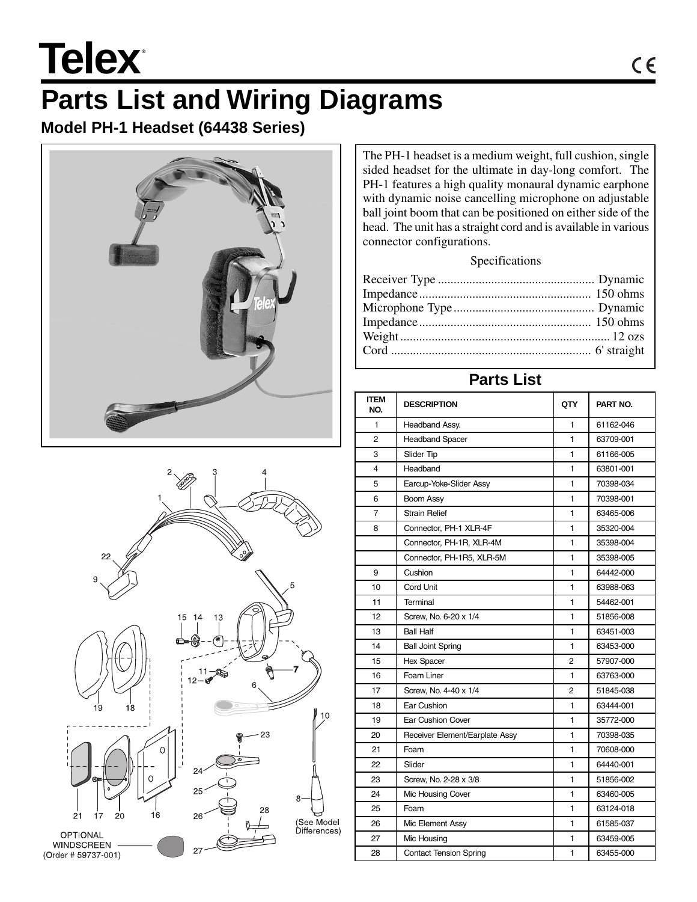# Telex

# Parts List and Wiring Diagrams

## Model PH-1 Headset (64438 Series)

The PH-1 headset is a medium weight, full cushion, single sided headset for the ultimate in day-long comfort. The PH-1 features a high quality monaural dynamic earphone with dynamic noise cancelling microphone on adjustable ball joint boom that can be positioned on either side of the head. The unit has a straight cord and is available in various connector configurations.

Specifications

Receiver Type ........................................... Dynamic
Impedance ............................................... 150 ohms
Microphone Type ....................................... Dynamic
Impedance ............................................... 150 ohms
Weight ........................................................ 12 ozs
Cord .......................................................... 6' straight

OPTIONAL WINDSCREEN (Order # 59737-001)

(See Model Differences)

## Parts List

| ITEM NO. | DESCRIPTION | QTY | PART NO. |
|---|---|---|---|
| 1 | Headband Assy. | 1 | 61162-046 |
| 2 | Headband Spacer | 1 | 63709-001 |
| 3 | Slider Tip | 1 | 61166-005 |
| 4 | Headband | 1 | 63801-001 |
| 5 | Earcup-Yoke-Slider Assy | 1 | 70398-034 |
| 6 | Boom Assy | 1 | 70398-001 |
| 7 | Strain Relief | 1 | 63465-006 |
| 8 | Connector, PH-1 XLR-4F | 1 | 35320-004 |
| | Connector, PH-1R, XLR-4M | 1 | 35398-004 |
| | Connector, PH-1R5, XLR-5M | 1 | 35398-005 |
| 9 | Cushion | 1 | 64442-000 |
| 10 | Cord Unit | 1 | 63988-063 |
| 11 | Terminal | 1 | 54462-001 |
| 12 | Screw, No. 6-20 x 1/4 | 1 | 51856-008 |
| 13 | Ball Half | 1 | 63451-003 |
| 14 | Ball Joint Spring | 1 | 63453-000 |
| 15 | Hex Spacer | 2 | 57907-000 |
| 16 | Foam Liner | 1 | 63763-000 |
| 17 | Screw, No. 4-40 x 1/4 | 2 | 51845-038 |
| 18 | Ear Cushion | 1 | 63444-001 |
| 19 | Ear Cushion Cover | 1 | 35772-000 |
| 20 | Receiver Element/Earplate Assy | 1 | 70398-035 |
| 21 | Foam | 1 | 70608-000 |
| 22 | Slider | 1 | 64440-001 |
| 23 | Screw, No. 2-28 x 3/8 | 1 | 51856-002 |
| 24 | Mic Housing Cover | 1 | 63460-005 |
| 25 | Foam | 1 | 63124-018 |
| 26 | Mic Element Assy | 1 | 61585-037 |
| 27 | Mic Housing | 1 | 63459-005 |
| 28 | Contact Tension Spring | 1 | 63455-000 |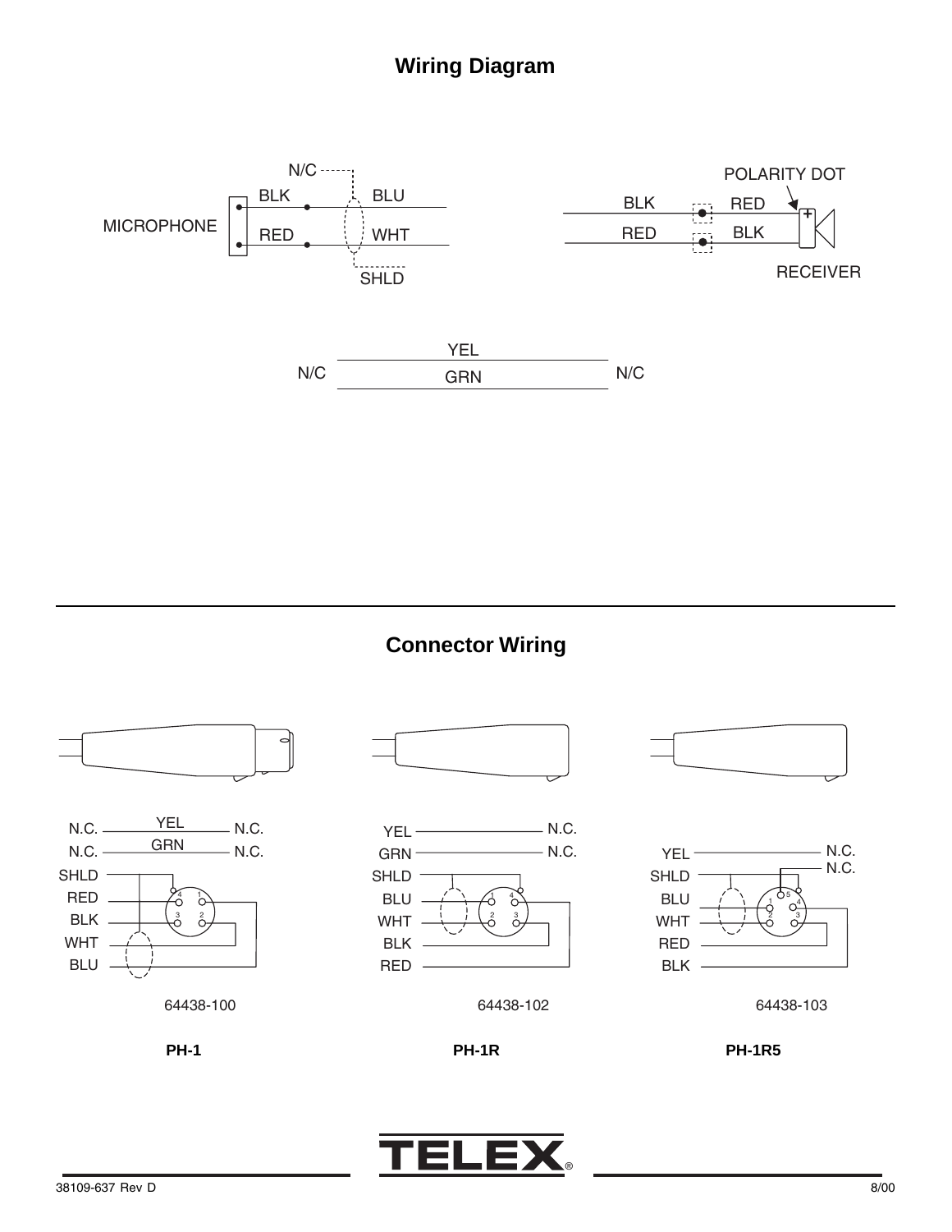## Wiring Diagram

N/C

BLK BLU

MICROPHONE

RED WHT

SHLD

POLARITY DOT

BLK RED

RED BLK

RECEIVER

YEL

N/C N/C

GRN

## Connector Wiring

N.C. YEL N.C.

N.C. GRN N.C.

SHLD

RED

BLK

WHT

BLU

64438-100

**PH-1**

YEL N.C.

GRN N.C.

SHLD

BLU

WHT

BLK

RED

64438-102

**PH-1R**

YEL N.C.

N.C.

SHLD

BLU

WHT

RED

BLK

64438-103

**PH-1R5**

38109-637 Rev D

8/00